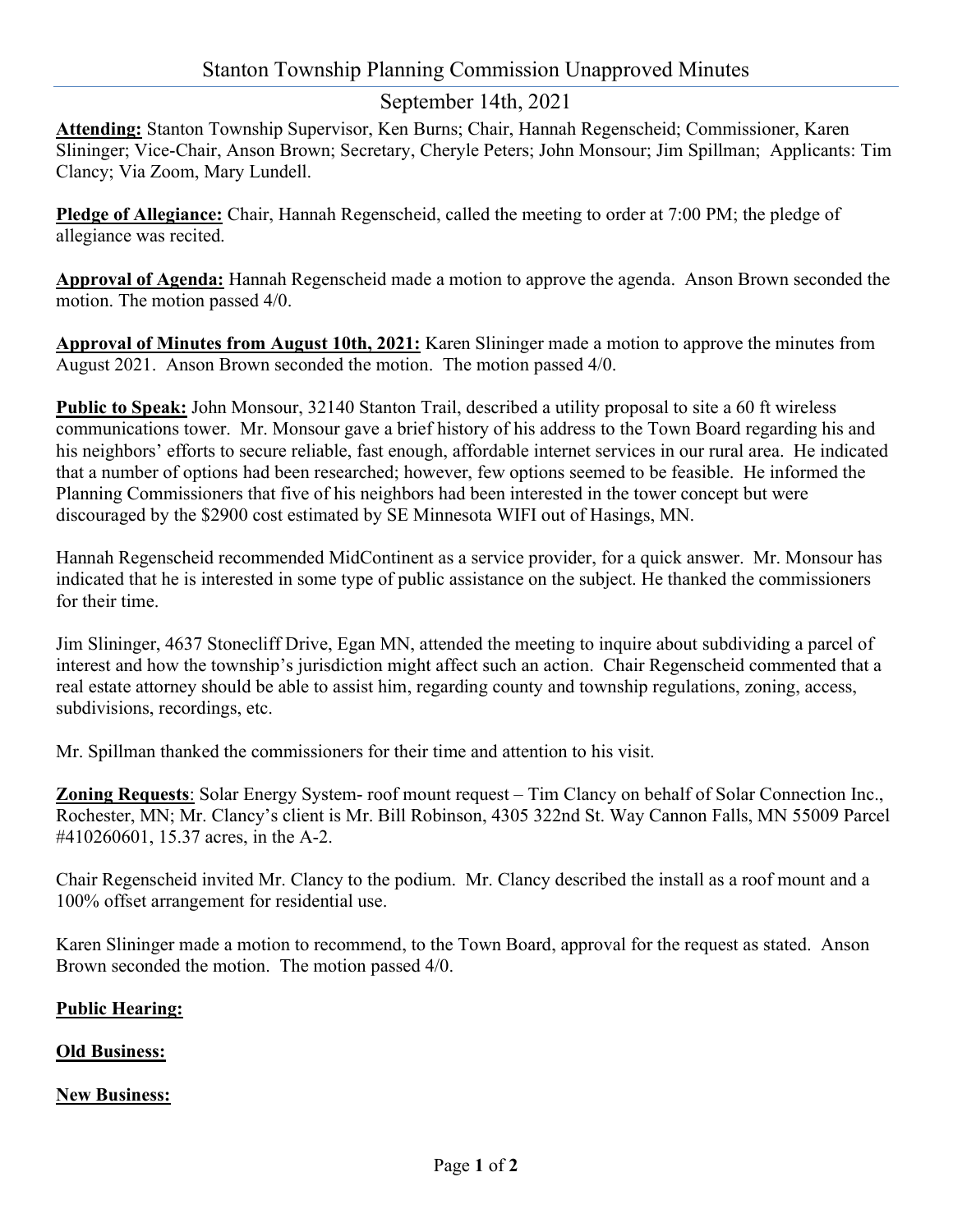# Stanton Township Planning Commission Unapproved Minutes

## September 14th, 2021

**Attending:** Stanton Township Supervisor, Ken Burns; Chair, Hannah Regenscheid; Commissioner, Karen Slininger; Vice-Chair, Anson Brown; Secretary, Cheryle Peters; John Monsour; Jim Spillman; Applicants: Tim Clancy; Via Zoom, Mary Lundell.

**Pledge of Allegiance:** Chair, Hannah Regenscheid, called the meeting to order at 7:00 PM; the pledge of allegiance was recited.

**Approval of Agenda:** Hannah Regenscheid made a motion to approve the agenda. Anson Brown seconded the motion. The motion passed 4/0.

**Approval of Minutes from August 10th, 2021:** Karen Slininger made a motion to approve the minutes from August 2021. Anson Brown seconded the motion. The motion passed 4/0.

**Public to Speak:** John Monsour, 32140 Stanton Trail, described a utility proposal to site a 60 ft wireless communications tower. Mr. Monsour gave a brief history of his address to the Town Board regarding his and his neighbors' efforts to secure reliable, fast enough, affordable internet services in our rural area. He indicated that a number of options had been researched; however, few options seemed to be feasible. He informed the Planning Commissioners that five of his neighbors had been interested in the tower concept but were discouraged by the $2900 cost estimated by SE Minnesota WIFI out of Hasings, MN.

Hannah Regenscheid recommended MidContinent as a service provider, for a quick answer. Mr. Monsour has indicated that he is interested in some type of public assistance on the subject. He thanked the commissioners for their time.

Jim Slininger, 4637 Stonecliff Drive, Egan MN, attended the meeting to inquire about subdividing a parcel of interest and how the township's jurisdiction might affect such an action. Chair Regenscheid commented that a real estate attorney should be able to assist him, regarding county and township regulations, zoning, access, subdivisions, recordings, etc.

Mr. Spillman thanked the commissioners for their time and attention to his visit.

**Zoning Requests**: Solar Energy System- roof mount request – Tim Clancy on behalf of Solar Connection Inc., Rochester, MN; Mr. Clancy's client is Mr. Bill Robinson, 4305 322nd St. Way Cannon Falls, MN 55009 Parcel #410260601, 15.37 acres, in the A-2.

Chair Regenscheid invited Mr. Clancy to the podium. Mr. Clancy described the install as a roof mount and a 100% offset arrangement for residential use.

Karen Slininger made a motion to recommend, to the Town Board, approval for the request as stated. Anson Brown seconded the motion. The motion passed 4/0.

**Public Hearing:**

**Old Business:**

**New Business:**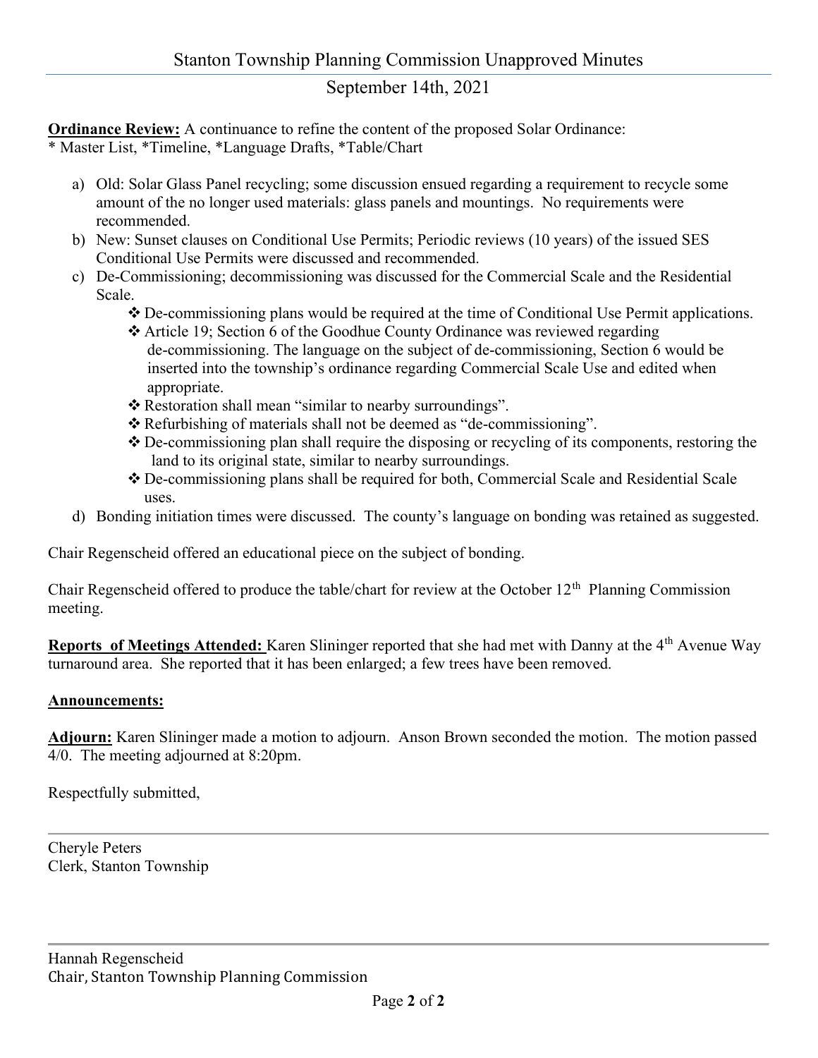**Ordinance Review:** A continuance to refine the content of the proposed Solar Ordinance:
* Master List, *Timeline, *Language Drafts, *Table/Chart

a) Old: Solar Glass Panel recycling; some discussion ensued regarding a requirement to recycle some amount of the no longer used materials: glass panels and mountings. No requirements were recommended.
b) New: Sunset clauses on Conditional Use Permits; Periodic reviews (10 years) of the issued SES Conditional Use Permits were discussed and recommended.
c) De-Commissioning; decommissioning was discussed for the Commercial Scale and the Residential Scale.
    - De-commissioning plans would be required at the time of Conditional Use Permit applications.
    - Article 19; Section 6 of the Goodhue County Ordinance was reviewed regarding de-commissioning. The language on the subject of de-commissioning, Section 6 would be inserted into the township's ordinance regarding Commercial Scale Use and edited when appropriate.
    - Restoration shall mean "similar to nearby surroundings".
    - Refurbishing of materials shall not be deemed as "de-commissioning".
    - De-commissioning plan shall require the disposing or recycling of its components, restoring the land to its original state, similar to nearby surroundings.
    - De-commissioning plans shall be required for both, Commercial Scale and Residential Scale uses.
d) Bonding initiation times were discussed. The county's language on bonding was retained as suggested.

Chair Regenscheid offered an educational piece on the subject of bonding.

Chair Regenscheid offered to produce the table/chart for review at the October 12th Planning Commission meeting.

**Reports of Meetings Attended:** Karen Slininger reported that she had met with Danny at the 4th Avenue Way turnaround area. She reported that it has been enlarged; a few trees have been removed.

**Announcements:**

**Adjourn:** Karen Slininger made a motion to adjourn. Anson Brown seconded the motion. The motion passed 4/0. The meeting adjourned at 8:20pm.

Respectfully submitted,

---

Cheryle Peters
Clerk, Stanton Township

---

Hannah Regenscheid
Chair, Stanton Township Planning Commission